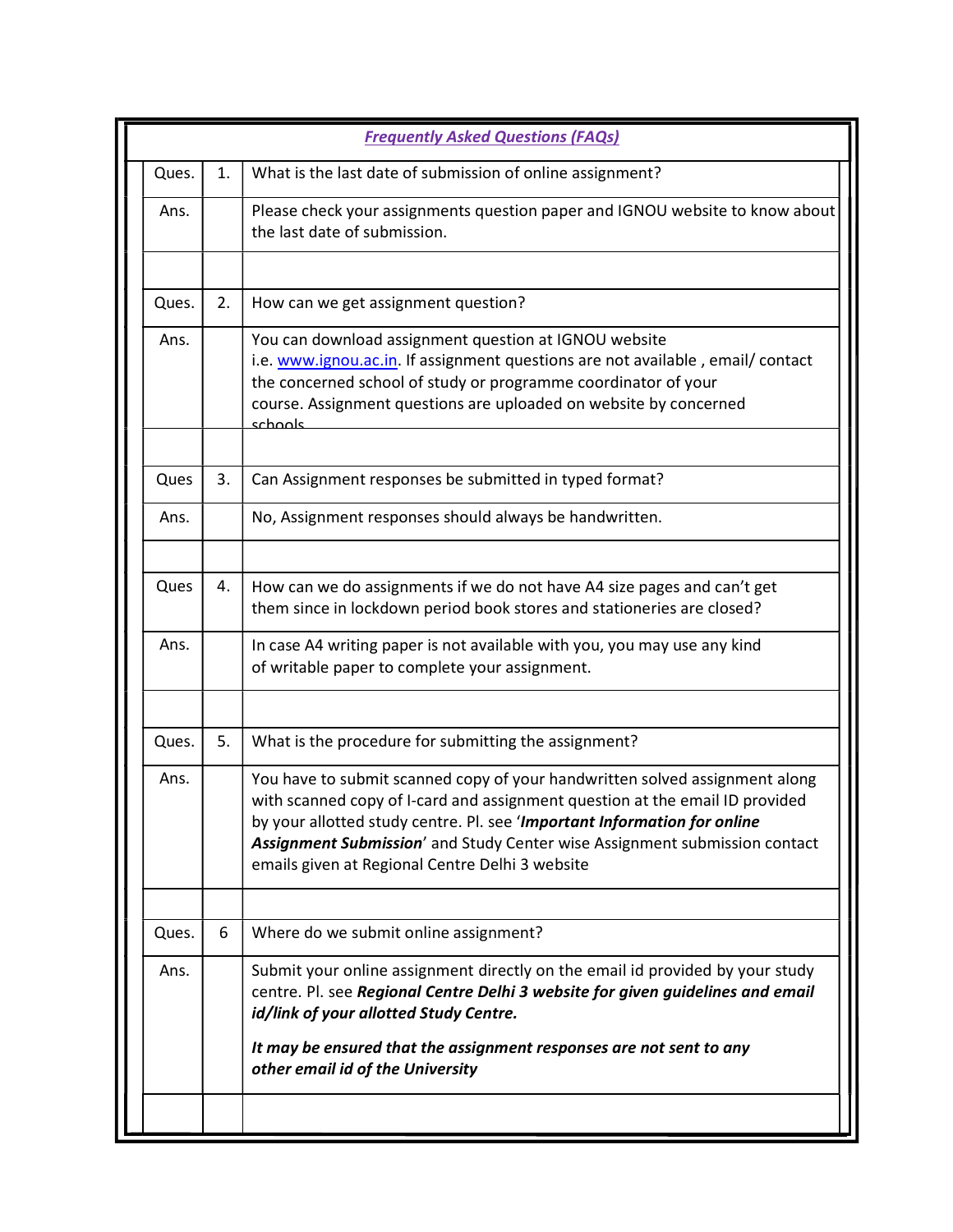| *Frequently Asked Questions (FAQs)* | | |
|---|---|---|
| Ques. | 1. | What is the last date of submission of online assignment? |
| Ans. | | Please check your assignments question paper and IGNOU website to know about the last date of submission. |
| | | |
| Ques. | 2. | How can we get assignment question? |
| Ans. | | You can download assignment question at IGNOU website i.e. www.ignou.ac.in. If assignment questions are not available , email/ contact the concerned school of study or programme coordinator of your course. Assignment questions are uploaded on website by concerned schools. |
| | | |
| Ques | 3. | Can Assignment responses be submitted in typed format? |
| Ans. | | No, Assignment responses should always be handwritten. |
| | | |
| Ques | 4. | How can we do assignments if we do not have A4 size pages and can't get them since in lockdown period book stores and stationeries are closed? |
| Ans. | | In case A4 writing paper is not available with you, you may use any kind of writable paper to complete your assignment. |
| | | |
| Ques. | 5. | What is the procedure for submitting the assignment? |
| Ans. | | You have to submit scanned copy of your handwritten solved assignment along with scanned copy of I-card and assignment question at the email ID provided by your allotted study centre. Pl. see '***Important Information for online Assignment Submission***' and Study Center wise Assignment submission contact emails given at Regional Centre Delhi 3 website |
| | | |
| Ques. | 6 | Where do we submit online assignment? |
| Ans. | | Submit your online assignment directly on the email id provided by your study centre. Pl. see ***Regional Centre Delhi 3 website for given guidelines and email id/link of your allotted Study Centre.*** ***It may be ensured that the assignment responses are not sent to any other email id of the University*** |
| | | |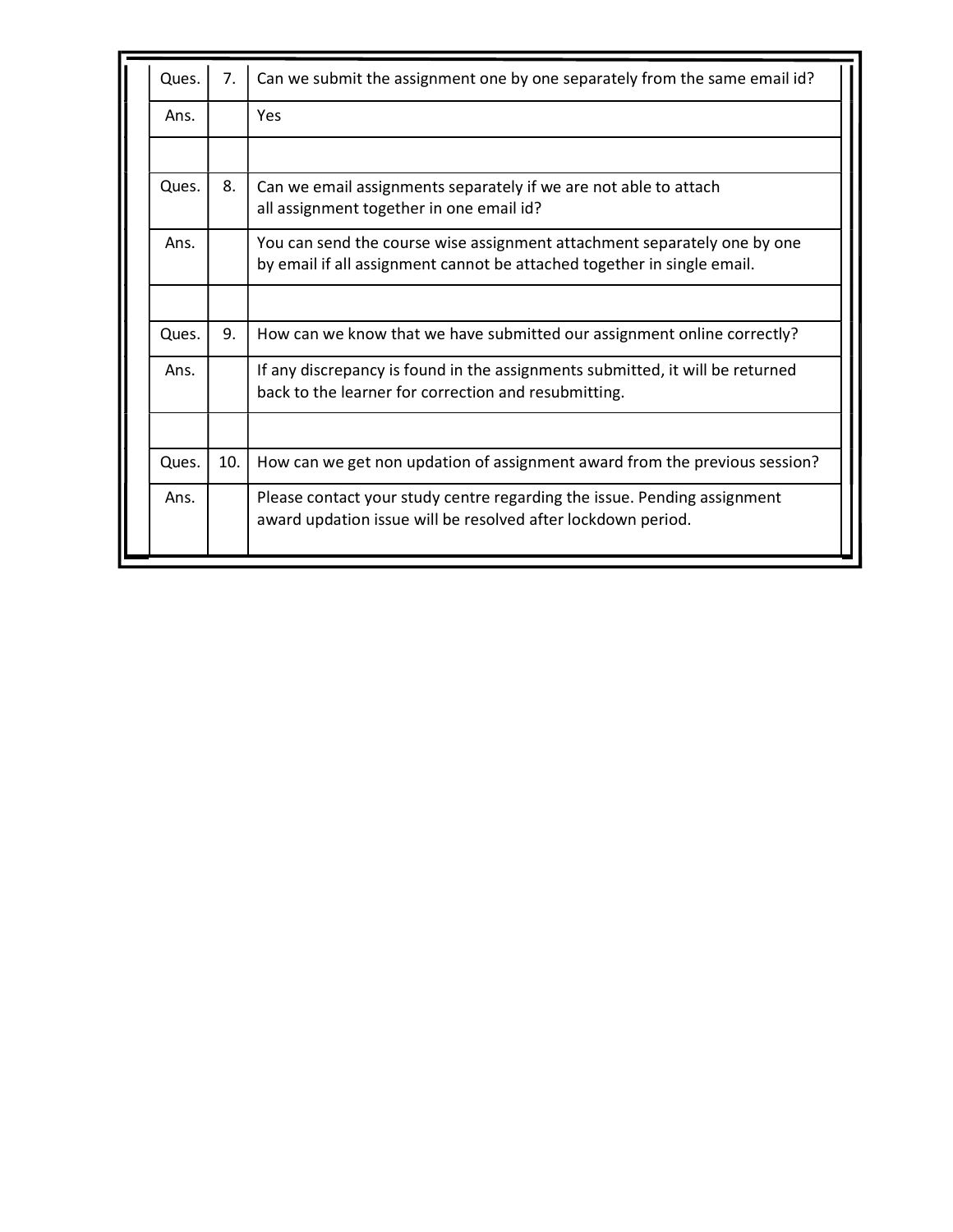| | | |
|---|---|---|
| Ques. | 7. | Can we submit the assignment one by one separately from the same email id? |
| Ans. | | Yes |
| | | |
| Ques. | 8. | Can we email assignments separately if we are not able to attach all assignment together in one email id? |
| Ans. | | You can send the course wise assignment attachment separately one by one by email if all assignment cannot be attached together in single email. |
| | | |
| Ques. | 9. | How can we know that we have submitted our assignment online correctly? |
| Ans. | | If any discrepancy is found in the assignments submitted, it will be returned back to the learner for correction and resubmitting. |
| | | |
| Ques. | 10. | How can we get non updation of assignment award from the previous session? |
| Ans. | | Please contact your study centre regarding the issue. Pending assignment award updation issue will be resolved after lockdown period. |